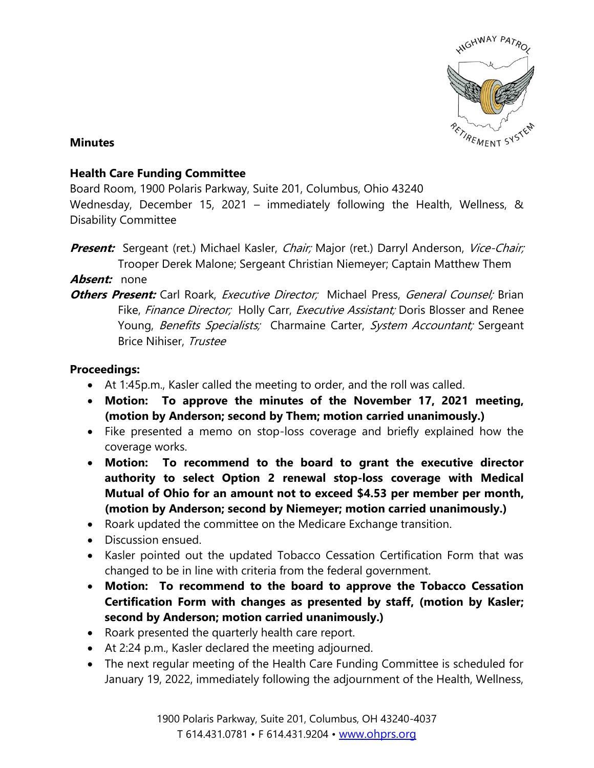**Minutes**

**Health Care Funding Committee**
Board Room, 1900 Polaris Parkway, Suite 201, Columbus, Ohio 43240
Wednesday, December 15, 2021 – immediately following the Health, Wellness, & Disability Committee

***Present:*** Sergeant (ret.) Michael Kasler, *Chair;* Major (ret.) Darryl Anderson, *Vice-Chair;* Trooper Derek Malone; Sergeant Christian Niemeyer; Captain Matthew Them

***Absent:*** none

***Others Present:*** Carl Roark, *Executive Director;* Michael Press, *General Counsel;* Brian Fike, *Finance Director;* Holly Carr, *Executive Assistant;* Doris Blosser and Renee Young, *Benefits Specialists;* Charmaine Carter, *System Accountant;* Sergeant Brice Nihiser, *Trustee*

**Proceedings:**

- At 1:45p.m., Kasler called the meeting to order, and the roll was called.
- **Motion: To approve the minutes of the November 17, 2021 meeting, (motion by Anderson; second by Them; motion carried unanimously.)**
- Fike presented a memo on stop-loss coverage and briefly explained how the coverage works.
- **Motion: To recommend to the board to grant the executive director authority to select Option 2 renewal stop-loss coverage with Medical Mutual of Ohio for an amount not to exceed $4.53 per member per month, (motion by Anderson; second by Niemeyer; motion carried unanimously.)**
- Roark updated the committee on the Medicare Exchange transition.
- Discussion ensued.
- Kasler pointed out the updated Tobacco Cessation Certification Form that was changed to be in line with criteria from the federal government.
- **Motion: To recommend to the board to approve the Tobacco Cessation Certification Form with changes as presented by staff, (motion by Kasler; second by Anderson; motion carried unanimously.)**
- Roark presented the quarterly health care report.
- At 2:24 p.m., Kasler declared the meeting adjourned.
- The next regular meeting of the Health Care Funding Committee is scheduled for January 19, 2022, immediately following the adjournment of the Health, Wellness,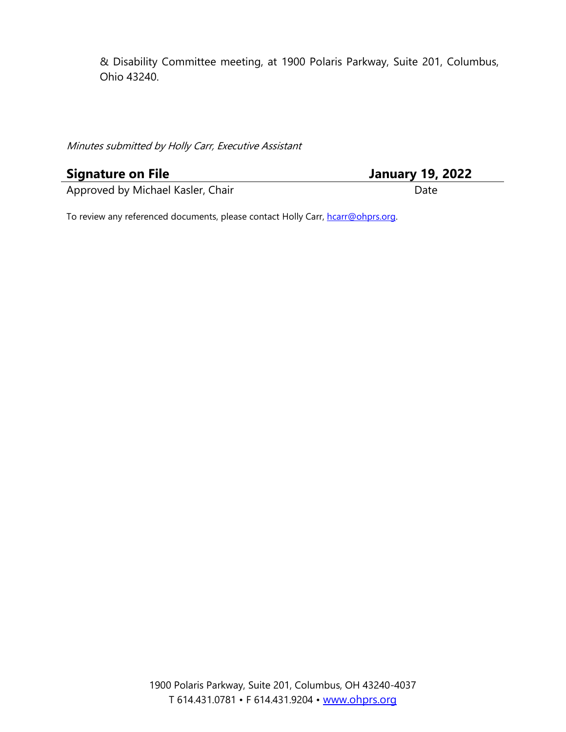& Disability Committee meeting, at 1900 Polaris Parkway, Suite 201, Columbus, Ohio 43240.

*Minutes submitted by Holly Carr, Executive Assistant*

| | |
|---|---|
| **Signature on File** | **January 19, 2022** |
| Approved by Michael Kasler, Chair | Date |

To review any referenced documents, please contact Holly Carr, hcarr@ohprs.org.